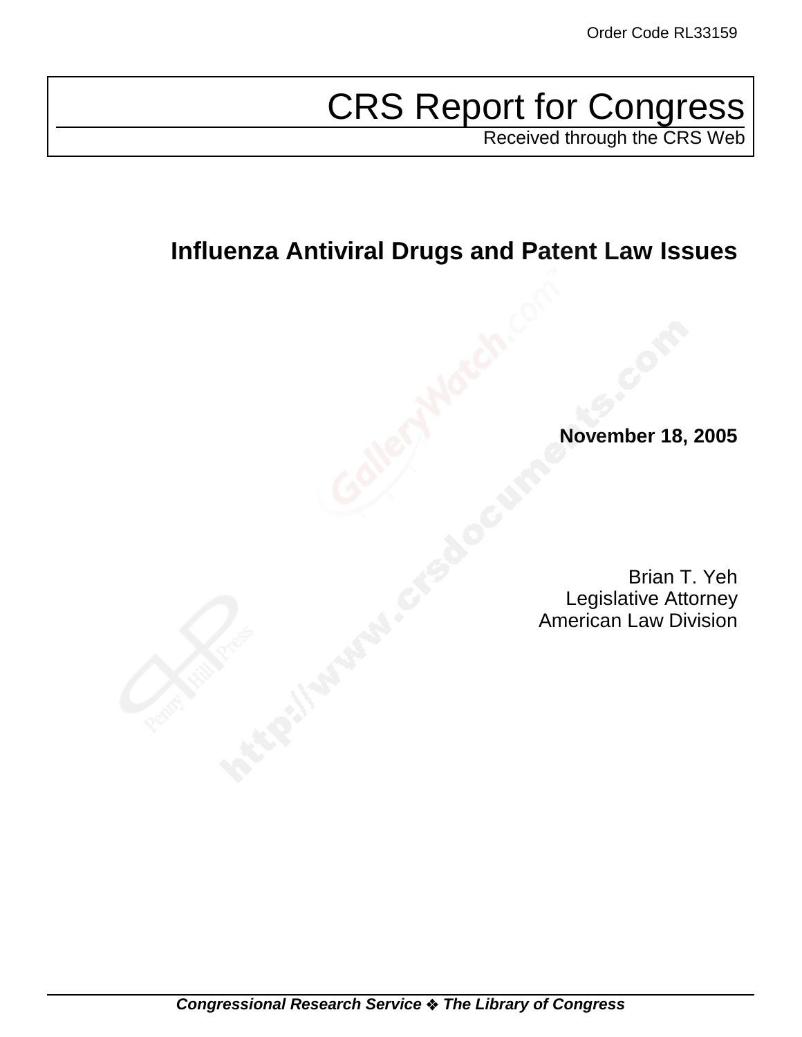Order Code RL33159

# CRS Report for Congress

Received through the CRS Web

## Influenza Antiviral Drugs and Patent Law Issues

**November 18, 2005**

Brian T. Yeh
Legislative Attorney
American Law Division

***Congressional Research Service ❖ The Library of Congress***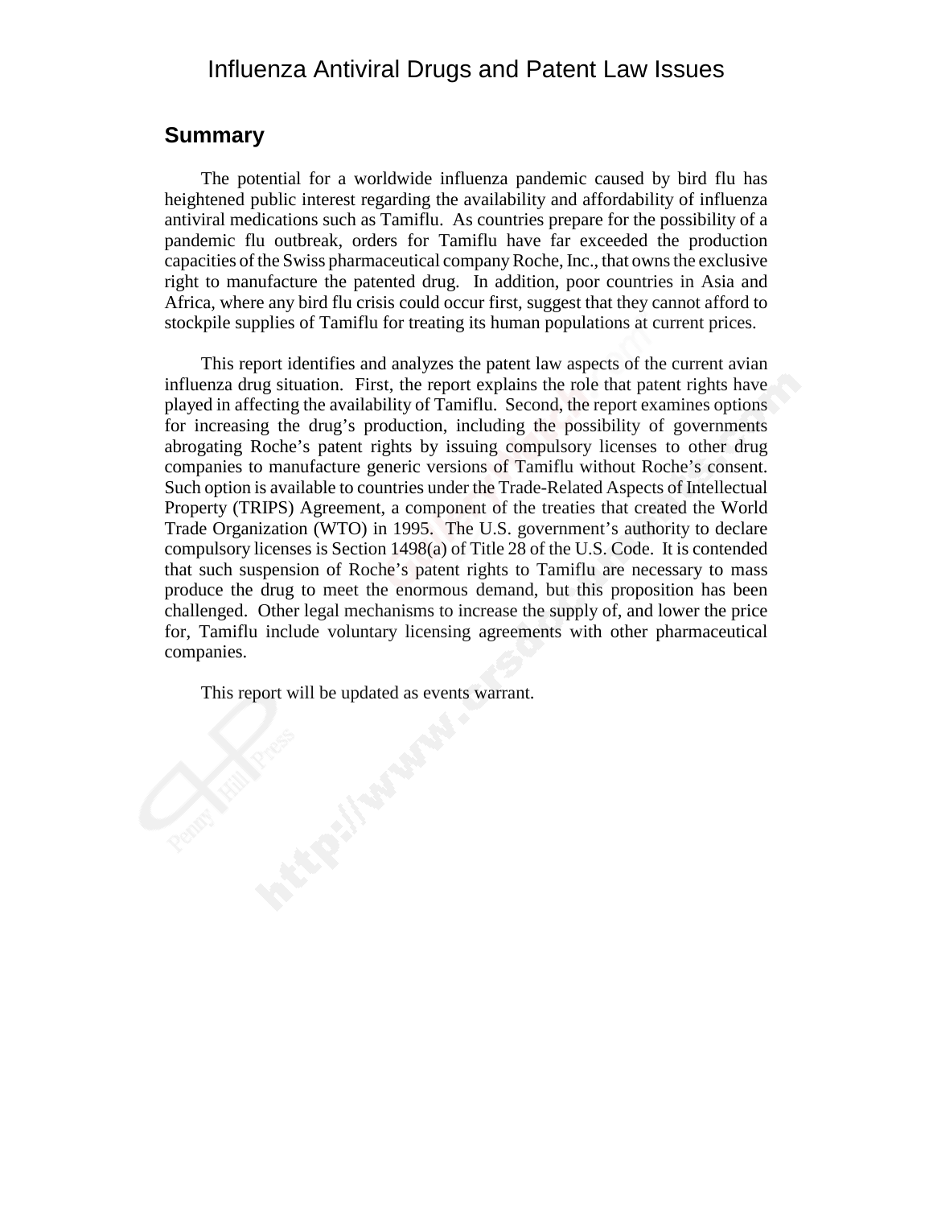# Influenza Antiviral Drugs and Patent Law Issues

## Summary

The potential for a worldwide influenza pandemic caused by bird flu has heightened public interest regarding the availability and affordability of influenza antiviral medications such as Tamiflu. As countries prepare for the possibility of a pandemic flu outbreak, orders for Tamiflu have far exceeded the production capacities of the Swiss pharmaceutical company Roche, Inc., that owns the exclusive right to manufacture the patented drug. In addition, poor countries in Asia and Africa, where any bird flu crisis could occur first, suggest that they cannot afford to stockpile supplies of Tamiflu for treating its human populations at current prices.

This report identifies and analyzes the patent law aspects of the current avian influenza drug situation. First, the report explains the role that patent rights have played in affecting the availability of Tamiflu. Second, the report examines options for increasing the drug's production, including the possibility of governments abrogating Roche's patent rights by issuing compulsory licenses to other drug companies to manufacture generic versions of Tamiflu without Roche's consent. Such option is available to countries under the Trade-Related Aspects of Intellectual Property (TRIPS) Agreement, a component of the treaties that created the World Trade Organization (WTO) in 1995. The U.S. government's authority to declare compulsory licenses is Section 1498(a) of Title 28 of the U.S. Code. It is contended that such suspension of Roche's patent rights to Tamiflu are necessary to mass produce the drug to meet the enormous demand, but this proposition has been challenged. Other legal mechanisms to increase the supply of, and lower the price for, Tamiflu include voluntary licensing agreements with other pharmaceutical companies.

This report will be updated as events warrant.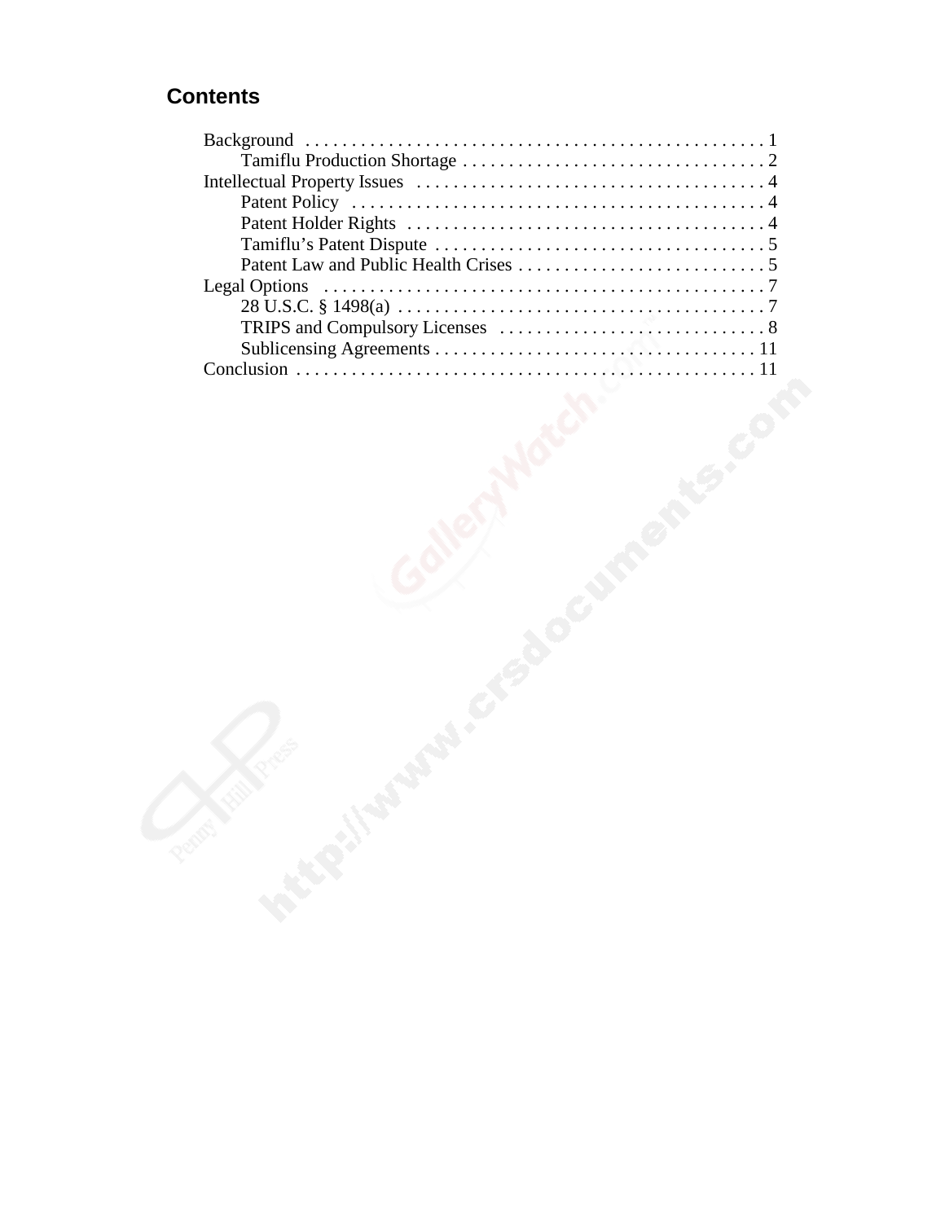## Contents

- Background . . . . . . . . . . . . . . . . . . . . . . . . . . . . . . . . . . . . . . . . . . . . . . . . . . 1
  - Tamiflu Production Shortage . . . . . . . . . . . . . . . . . . . . . . . . . . . . . . . . . 2
- Intellectual Property Issues . . . . . . . . . . . . . . . . . . . . . . . . . . . . . . . . . . . . . . 4
  - Patent Policy . . . . . . . . . . . . . . . . . . . . . . . . . . . . . . . . . . . . . . . . . . . . . 4
  - Patent Holder Rights . . . . . . . . . . . . . . . . . . . . . . . . . . . . . . . . . . . . . . . 4
  - Tamiflu's Patent Dispute . . . . . . . . . . . . . . . . . . . . . . . . . . . . . . . . . . . . 5
  - Patent Law and Public Health Crises . . . . . . . . . . . . . . . . . . . . . . . . . . . 5
- Legal Options . . . . . . . . . . . . . . . . . . . . . . . . . . . . . . . . . . . . . . . . . . . . . . . . 7
  - 28 U.S.C. § 1498(a) . . . . . . . . . . . . . . . . . . . . . . . . . . . . . . . . . . . . . . . . 7
  - TRIPS and Compulsory Licenses . . . . . . . . . . . . . . . . . . . . . . . . . . . . . 8
  - Sublicensing Agreements . . . . . . . . . . . . . . . . . . . . . . . . . . . . . . . . . . . . 11
- Conclusion . . . . . . . . . . . . . . . . . . . . . . . . . . . . . . . . . . . . . . . . . . . . . . . . . . 11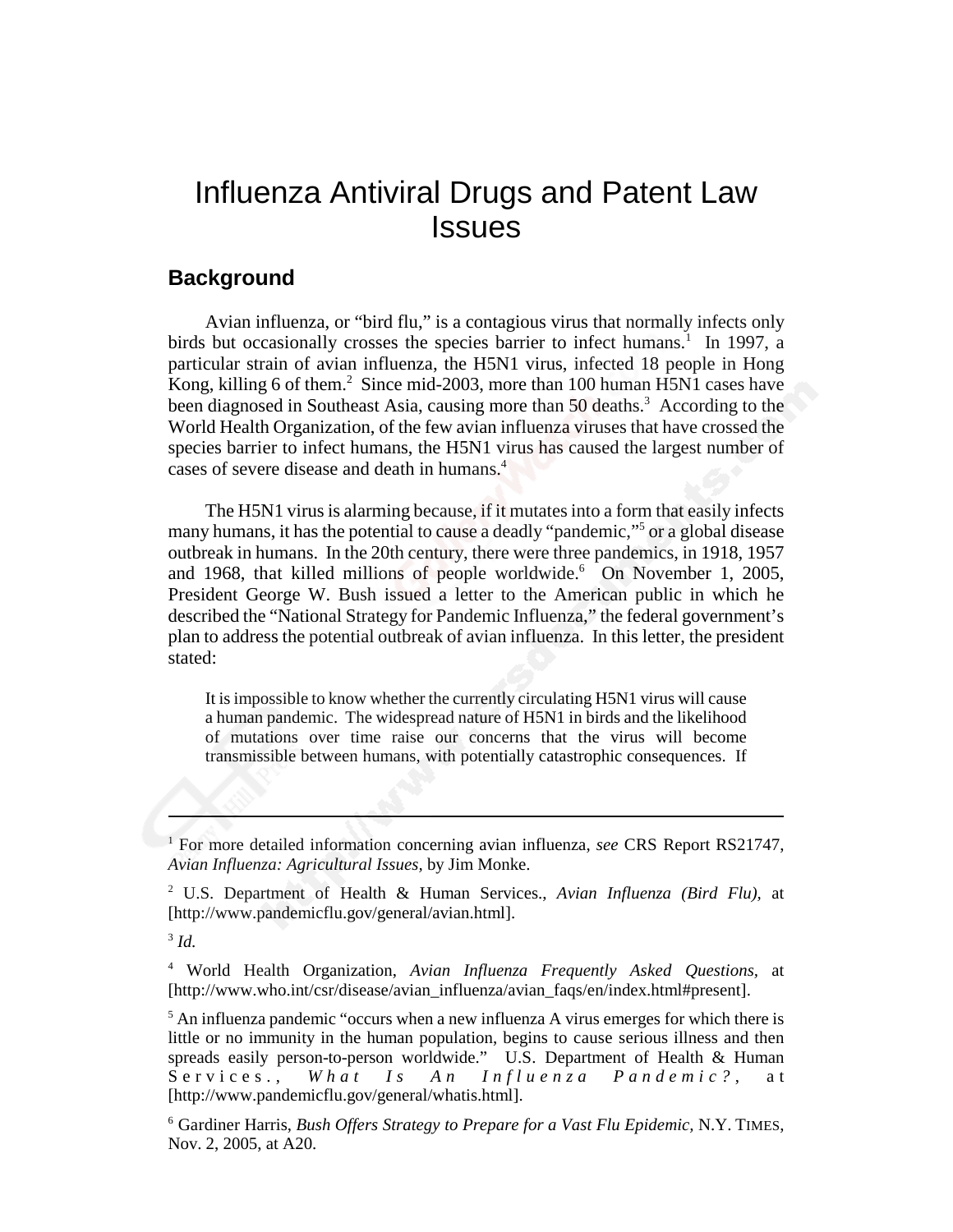# Influenza Antiviral Drugs and Patent Law Issues

## Background

Avian influenza, or "bird flu," is a contagious virus that normally infects only birds but occasionally crosses the species barrier to infect humans.[1] In 1997, a particular strain of avian influenza, the H5N1 virus, infected 18 people in Hong Kong, killing 6 of them.[2] Since mid-2003, more than 100 human H5N1 cases have been diagnosed in Southeast Asia, causing more than 50 deaths.[3] According to the World Health Organization, of the few avian influenza viruses that have crossed the species barrier to infect humans, the H5N1 virus has caused the largest number of cases of severe disease and death in humans.[4]

The H5N1 virus is alarming because, if it mutates into a form that easily infects many humans, it has the potential to cause a deadly "pandemic,"[5] or a global disease outbreak in humans. In the 20th century, there were three pandemics, in 1918, 1957 and 1968, that killed millions of people worldwide.[6] On November 1, 2005, President George W. Bush issued a letter to the American public in which he described the "National Strategy for Pandemic Influenza," the federal government's plan to address the potential outbreak of avian influenza. In this letter, the president stated:

> It is impossible to know whether the currently circulating H5N1 virus will cause a human pandemic. The widespread nature of H5N1 in birds and the likelihood of mutations over time raise our concerns that the virus will become transmissible between humans, with potentially catastrophic consequences. If

---

[1] For more detailed information concerning avian influenza, *see* CRS Report RS21747, *Avian Influenza: Agricultural Issues,* by Jim Monke.

[2] U.S. Department of Health & Human Services., *Avian Influenza (Bird Flu),* at [http://www.pandemicflu.gov/general/avian.html].

[3] *Id.*

[4] World Health Organization, *Avian Influenza Frequently Asked Questions,* at [http://www.who.int/csr/disease/avian_influenza/avian_faqs/en/index.html#present].

[5] An influenza pandemic "occurs when a new influenza A virus emerges for which there is little or no immunity in the human population, begins to cause serious illness and then spreads easily person-to-person worldwide." U.S. Department of Health & Human Services., *What Is An Influenza Pandemic?*, at [http://www.pandemicflu.gov/general/whatis.html].

[6] Gardiner Harris, *Bush Offers Strategy to Prepare for a Vast Flu Epidemic,* N.Y. TIMES, Nov. 2, 2005, at A20.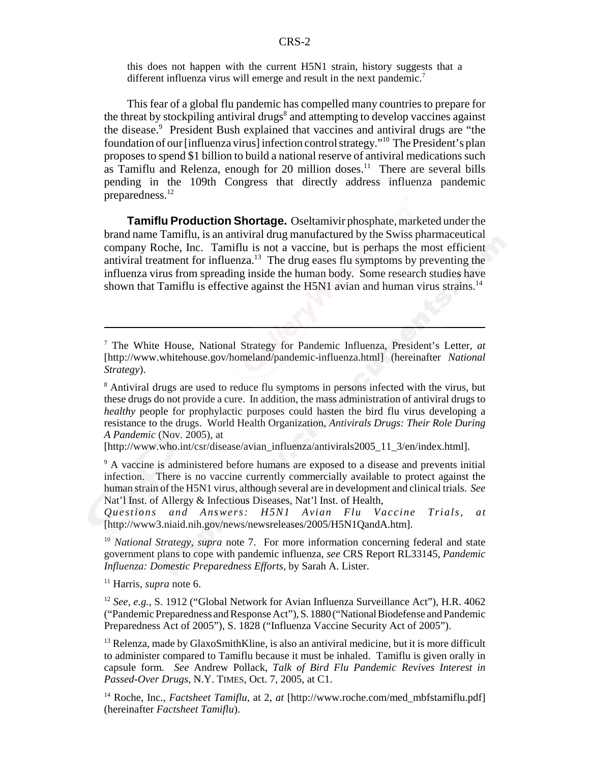this does not happen with the current H5N1 strain, history suggests that a different influenza virus will emerge and result in the next pandemic.[7]

This fear of a global flu pandemic has compelled many countries to prepare for the threat by stockpiling antiviral drugs[8] and attempting to develop vaccines against the disease.[9] President Bush explained that vaccines and antiviral drugs are "the foundation of our [influenza virus] infection control strategy."[10] The President's plan proposes to spend $1 billion to build a national reserve of antiviral medications such as Tamiflu and Relenza, enough for 20 million doses.[11] There are several bills pending in the 109th Congress that directly address influenza pandemic preparedness.[12]

**Tamiflu Production Shortage.** Oseltamivir phosphate, marketed under the brand name Tamiflu, is an antiviral drug manufactured by the Swiss pharmaceutical company Roche, Inc. Tamiflu is not a vaccine, but is perhaps the most efficient antiviral treatment for influenza.[13] The drug eases flu symptoms by preventing the influenza virus from spreading inside the human body. Some research studies have shown that Tamiflu is effective against the H5N1 avian and human virus strains.[14]

---

[7] The White House, National Strategy for Pandemic Influenza, President's Letter, *at* [http://www.whitehouse.gov/homeland/pandemic-influenza.html] (hereinafter *National Strategy*).

[8] Antiviral drugs are used to reduce flu symptoms in persons infected with the virus, but these drugs do not provide a cure. In addition, the mass administration of antiviral drugs to *healthy* people for prophylactic purposes could hasten the bird flu virus developing a resistance to the drugs. World Health Organization, *Antivirals Drugs: Their Role During A Pandemic* (Nov. 2005), at [http://www.who.int/csr/disease/avian_influenza/antivirals2005_11_3/en/index.html].

[9] A vaccine is administered before humans are exposed to a disease and prevents initial infection. There is no vaccine currently commercially available to protect against the human strain of the H5N1 virus, although several are in development and clinical trials. *See* Nat'l Inst. of Allergy & Infectious Diseases, Nat'l Inst. of Health, *Questions and Answers: H5N1 Avian Flu Vaccine Trials*, *at* [http://www3.niaid.nih.gov/news/newsreleases/2005/H5N1QandA.htm].

[10] *National Strategy*, *supra* note 7. For more information concerning federal and state government plans to cope with pandemic influenza, *see* CRS Report RL33145, *Pandemic Influenza: Domestic Preparedness Efforts*, by Sarah A. Lister.

[11] Harris, *supra* note 6.

[12] *See, e.g.*, S. 1912 ("Global Network for Avian Influenza Surveillance Act"), H.R. 4062 ("Pandemic Preparedness and Response Act"), S. 1880 ("National Biodefense and Pandemic Preparedness Act of 2005"), S. 1828 ("Influenza Vaccine Security Act of 2005").

[13] Relenza, made by GlaxoSmithKline, is also an antiviral medicine, but it is more difficult to administer compared to Tamiflu because it must be inhaled. Tamiflu is given orally in capsule form. *See* Andrew Pollack, *Talk of Bird Flu Pandemic Revives Interest in Passed-Over Drugs*, N.Y. TIMES, Oct. 7, 2005, at C1.

[14] Roche, Inc., *Factsheet Tamiflu*, at 2, *at* [http://www.roche.com/med_mbfstamiflu.pdf] (hereinafter *Factsheet Tamiflu*).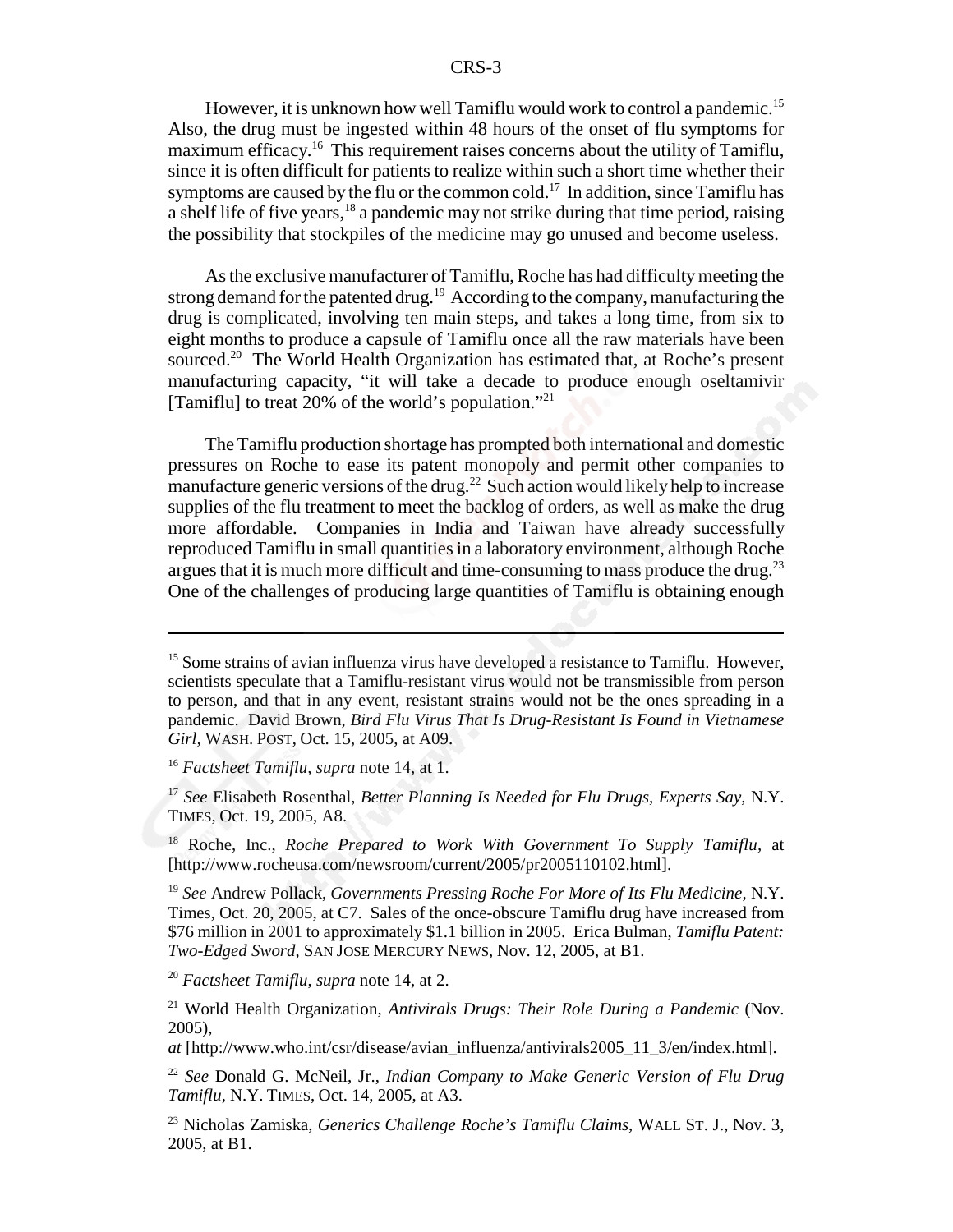However, it is unknown how well Tamiflu would work to control a pandemic.[15] Also, the drug must be ingested within 48 hours of the onset of flu symptoms for maximum efficacy.[16] This requirement raises concerns about the utility of Tamiflu, since it is often difficult for patients to realize within such a short time whether their symptoms are caused by the flu or the common cold.[17] In addition, since Tamiflu has a shelf life of five years,[18] a pandemic may not strike during that time period, raising the possibility that stockpiles of the medicine may go unused and become useless.

As the exclusive manufacturer of Tamiflu, Roche has had difficulty meeting the strong demand for the patented drug.[19] According to the company, manufacturing the drug is complicated, involving ten main steps, and takes a long time, from six to eight months to produce a capsule of Tamiflu once all the raw materials have been sourced.[20] The World Health Organization has estimated that, at Roche's present manufacturing capacity, "it will take a decade to produce enough oseltamivir [Tamiflu] to treat 20% of the world's population."[21]

The Tamiflu production shortage has prompted both international and domestic pressures on Roche to ease its patent monopoly and permit other companies to manufacture generic versions of the drug.[22] Such action would likely help to increase supplies of the flu treatment to meet the backlog of orders, as well as make the drug more affordable. Companies in India and Taiwan have already successfully reproduced Tamiflu in small quantities in a laboratory environment, although Roche argues that it is much more difficult and time-consuming to mass produce the drug.[23] One of the challenges of producing large quantities of Tamiflu is obtaining enough

---

[15] Some strains of avian influenza virus have developed a resistance to Tamiflu. However, scientists speculate that a Tamiflu-resistant virus would not be transmissible from person to person, and that in any event, resistant strains would not be the ones spreading in a pandemic. David Brown, *Bird Flu Virus That Is Drug-Resistant Is Found in Vietnamese Girl*, WASH. POST, Oct. 15, 2005, at A09.

[16] *Factsheet Tamiflu, supra* note 14, at 1.

[17] *See* Elisabeth Rosenthal, *Better Planning Is Needed for Flu Drugs, Experts Say*, N.Y. TIMES, Oct. 19, 2005, A8.

[18] Roche, Inc., *Roche Prepared to Work With Government To Supply Tamiflu*, at [http://www.rocheusa.com/newsroom/current/2005/pr2005110102.html].

[19] *See* Andrew Pollack, *Governments Pressing Roche For More of Its Flu Medicine*, N.Y. Times, Oct. 20, 2005, at C7. Sales of the once-obscure Tamiflu drug have increased from $76 million in 2001 to approximately $1.1 billion in 2005. Erica Bulman, *Tamiflu Patent: Two-Edged Sword*, SAN JOSE MERCURY NEWS, Nov. 12, 2005, at B1.

[20] *Factsheet Tamiflu, supra* note 14, at 2.

[21] World Health Organization, *Antivirals Drugs: Their Role During a Pandemic* (Nov. 2005), *at* [http://www.who.int/csr/disease/avian_influenza/antivirals2005_11_3/en/index.html].

[22] *See* Donald G. McNeil, Jr., *Indian Company to Make Generic Version of Flu Drug Tamiflu*, N.Y. TIMES, Oct. 14, 2005, at A3.

[23] Nicholas Zamiska, *Generics Challenge Roche's Tamiflu Claims*, WALL ST. J., Nov. 3, 2005, at B1.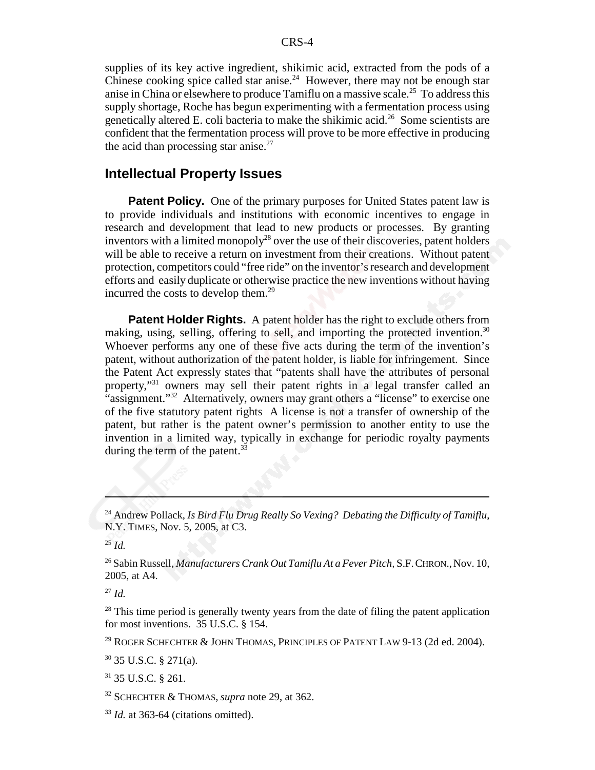supplies of its key active ingredient, shikimic acid, extracted from the pods of a Chinese cooking spice called star anise.[24] However, there may not be enough star anise in China or elsewhere to produce Tamiflu on a massive scale.[25] To address this supply shortage, Roche has begun experimenting with a fermentation process using genetically altered E. coli bacteria to make the shikimic acid.[26] Some scientists are confident that the fermentation process will prove to be more effective in producing the acid than processing star anise.[27]

## Intellectual Property Issues

**Patent Policy.** One of the primary purposes for United States patent law is to provide individuals and institutions with economic incentives to engage in research and development that lead to new products or processes. By granting inventors with a limited monopoly[28] over the use of their discoveries, patent holders will be able to receive a return on investment from their creations. Without patent protection, competitors could "free ride" on the inventor's research and development efforts and easily duplicate or otherwise practice the new inventions without having incurred the costs to develop them.[29]

**Patent Holder Rights.** A patent holder has the right to exclude others from making, using, selling, offering to sell, and importing the protected invention.[30] Whoever performs any one of these five acts during the term of the invention's patent, without authorization of the patent holder, is liable for infringement. Since the Patent Act expressly states that "patents shall have the attributes of personal property,"[31] owners may sell their patent rights in a legal transfer called an "assignment."[32] Alternatively, owners may grant others a "license" to exercise one of the five statutory patent rights A license is not a transfer of ownership of the patent, but rather is the patent owner's permission to another entity to use the invention in a limited way, typically in exchange for periodic royalty payments during the term of the patent.[33]

---

[24] Andrew Pollack, *Is Bird Flu Drug Really So Vexing? Debating the Difficulty of Tamiflu*, N.Y. TIMES, Nov. 5, 2005, at C3.

[25] *Id.*

[26] Sabin Russell, *Manufacturers Crank Out Tamiflu At a Fever Pitch*, S.F. CHRON., Nov. 10, 2005, at A4.

[27] *Id.*

[28] This time period is generally twenty years from the date of filing the patent application for most inventions. 35 U.S.C. § 154.

[29] ROGER SCHECHTER & JOHN THOMAS, PRINCIPLES OF PATENT LAW 9-13 (2d ed. 2004).

[30] 35 U.S.C. § 271(a).

[31] 35 U.S.C. § 261.

[32] SCHECHTER & THOMAS, *supra* note 29, at 362.

[33] *Id.* at 363-64 (citations omitted).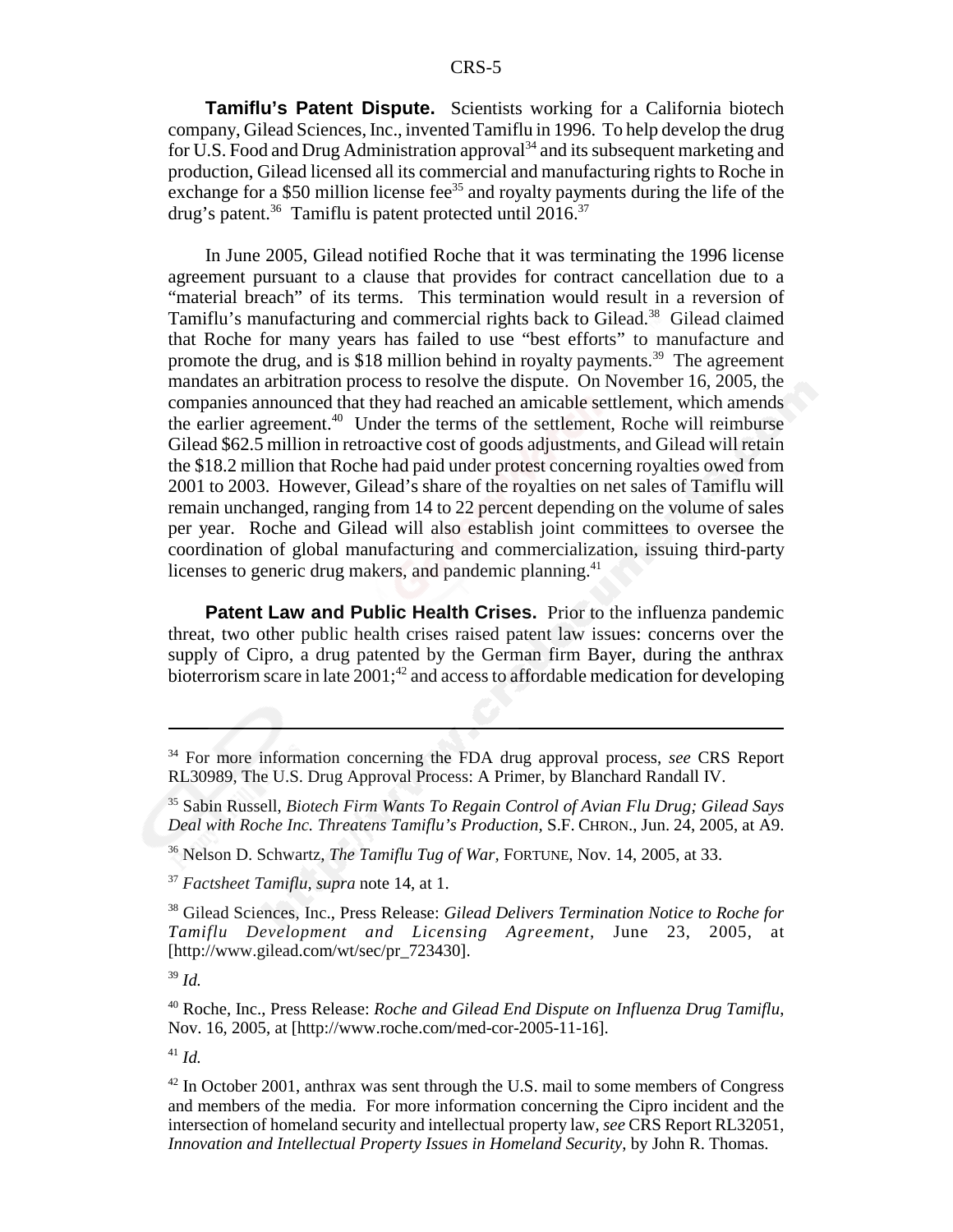**Tamiflu's Patent Dispute.** Scientists working for a California biotech company, Gilead Sciences, Inc., invented Tamiflu in 1996. To help develop the drug for U.S. Food and Drug Administration approval[34] and its subsequent marketing and production, Gilead licensed all its commercial and manufacturing rights to Roche in exchange for a $50 million license fee[35] and royalty payments during the life of the drug's patent.[36] Tamiflu is patent protected until 2016.[37]

In June 2005, Gilead notified Roche that it was terminating the 1996 license agreement pursuant to a clause that provides for contract cancellation due to a "material breach" of its terms. This termination would result in a reversion of Tamiflu's manufacturing and commercial rights back to Gilead.[38] Gilead claimed that Roche for many years has failed to use "best efforts" to manufacture and promote the drug, and is $18 million behind in royalty payments.[39] The agreement mandates an arbitration process to resolve the dispute. On November 16, 2005, the companies announced that they had reached an amicable settlement, which amends the earlier agreement.[40] Under the terms of the settlement, Roche will reimburse Gilead $62.5 million in retroactive cost of goods adjustments, and Gilead will retain the $18.2 million that Roche had paid under protest concerning royalties owed from 2001 to 2003. However, Gilead's share of the royalties on net sales of Tamiflu will remain unchanged, ranging from 14 to 22 percent depending on the volume of sales per year. Roche and Gilead will also establish joint committees to oversee the coordination of global manufacturing and commercialization, issuing third-party licenses to generic drug makers, and pandemic planning.[41]

**Patent Law and Public Health Crises.** Prior to the influenza pandemic threat, two other public health crises raised patent law issues: concerns over the supply of Cipro, a drug patented by the German firm Bayer, during the anthrax bioterrorism scare in late 2001;[42] and access to affordable medication for developing

---

[34] For more information concerning the FDA drug approval process, *see* CRS Report RL30989, The U.S. Drug Approval Process: A Primer, by Blanchard Randall IV.

[35] Sabin Russell, *Biotech Firm Wants To Regain Control of Avian Flu Drug; Gilead Says Deal with Roche Inc. Threatens Tamiflu's Production*, S.F. CHRON., Jun. 24, 2005, at A9.

[36] Nelson D. Schwartz, *The Tamiflu Tug of War*, FORTUNE, Nov. 14, 2005, at 33.

[37] *Factsheet Tamiflu*, *supra* note 14, at 1.

[38] Gilead Sciences, Inc., Press Release: *Gilead Delivers Termination Notice to Roche for Tamiflu Development and Licensing Agreement*, June 23, 2005, at [http://www.gilead.com/wt/sec/pr_723430].

[39] *Id.*

[40] Roche, Inc., Press Release: *Roche and Gilead End Dispute on Influenza Drug Tamiflu*, Nov. 16, 2005, at [http://www.roche.com/med-cor-2005-11-16].

[41] *Id.*

[42] In October 2001, anthrax was sent through the U.S. mail to some members of Congress and members of the media. For more information concerning the Cipro incident and the intersection of homeland security and intellectual property law, *see* CRS Report RL32051, *Innovation and Intellectual Property Issues in Homeland Security*, by John R. Thomas.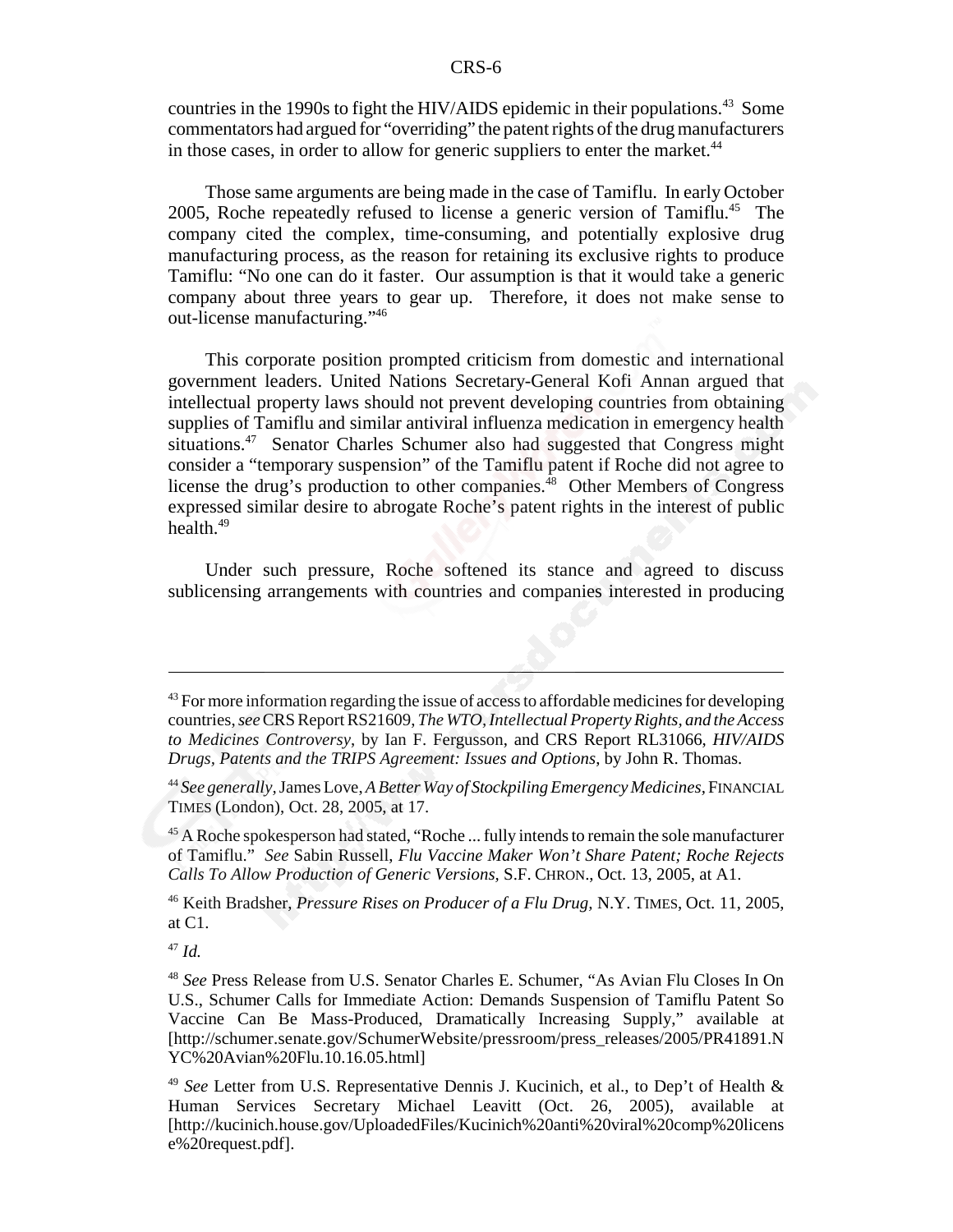countries in the 1990s to fight the HIV/AIDS epidemic in their populations.[43] Some commentators had argued for "overriding" the patent rights of the drug manufacturers in those cases, in order to allow for generic suppliers to enter the market.[44]

Those same arguments are being made in the case of Tamiflu. In early October 2005, Roche repeatedly refused to license a generic version of Tamiflu.[45] The company cited the complex, time-consuming, and potentially explosive drug manufacturing process, as the reason for retaining its exclusive rights to produce Tamiflu: "No one can do it faster. Our assumption is that it would take a generic company about three years to gear up. Therefore, it does not make sense to out-license manufacturing."[46]

This corporate position prompted criticism from domestic and international government leaders. United Nations Secretary-General Kofi Annan argued that intellectual property laws should not prevent developing countries from obtaining supplies of Tamiflu and similar antiviral influenza medication in emergency health situations.[47] Senator Charles Schumer also had suggested that Congress might consider a "temporary suspension" of the Tamiflu patent if Roche did not agree to license the drug's production to other companies.[48] Other Members of Congress expressed similar desire to abrogate Roche's patent rights in the interest of public health.[49]

Under such pressure, Roche softened its stance and agreed to discuss sublicensing arrangements with countries and companies interested in producing

---

[43] For more information regarding the issue of access to affordable medicines for developing countries, *see* CRS Report RS21609, *The WTO, Intellectual Property Rights, and the Access to Medicines Controversy*, by Ian F. Fergusson, and CRS Report RL31066, *HIV/AIDS Drugs, Patents and the TRIPS Agreement: Issues and Options*, by John R. Thomas.

[44] *See generally*, James Love, *A Better Way of Stockpiling Emergency Medicines*, FINANCIAL TIMES (London), Oct. 28, 2005, at 17.

[45] A Roche spokesperson had stated, "Roche ... fully intends to remain the sole manufacturer of Tamiflu." *See* Sabin Russell, *Flu Vaccine Maker Won't Share Patent; Roche Rejects Calls To Allow Production of Generic Versions,* S.F. CHRON., Oct. 13, 2005, at A1.

[46] Keith Bradsher, *Pressure Rises on Producer of a Flu Drug,* N.Y. TIMES, Oct. 11, 2005, at C1.

[47] *Id.*

[48] *See* Press Release from U.S. Senator Charles E. Schumer, "As Avian Flu Closes In On U.S., Schumer Calls for Immediate Action: Demands Suspension of Tamiflu Patent So Vaccine Can Be Mass-Produced, Dramatically Increasing Supply," available at [http://schumer.senate.gov/SchumerWebsite/pressroom/press_releases/2005/PR41891.NYC%20Avian%20Flu.10.16.05.html]

[49] *See* Letter from U.S. Representative Dennis J. Kucinich, et al., to Dep't of Health & Human Services Secretary Michael Leavitt (Oct. 26, 2005), available at [http://kucinich.house.gov/UploadedFiles/Kucinich%20anti%20viral%20comp%20license%20request.pdf].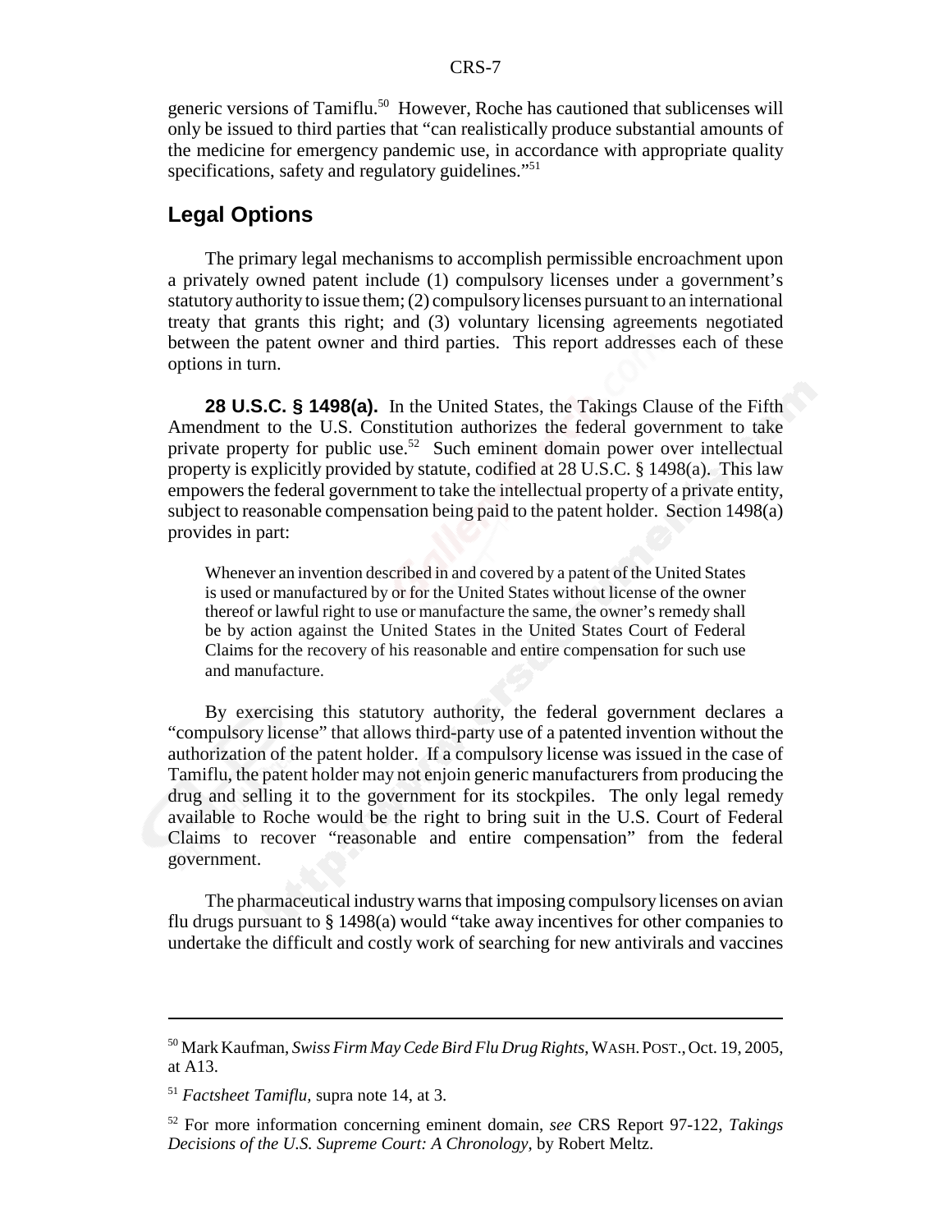generic versions of Tamiflu.[50] However, Roche has cautioned that sublicenses will only be issued to third parties that "can realistically produce substantial amounts of the medicine for emergency pandemic use, in accordance with appropriate quality specifications, safety and regulatory guidelines."[51]

## Legal Options

The primary legal mechanisms to accomplish permissible encroachment upon a privately owned patent include (1) compulsory licenses under a government's statutory authority to issue them; (2) compulsory licenses pursuant to an international treaty that grants this right; and (3) voluntary licensing agreements negotiated between the patent owner and third parties. This report addresses each of these options in turn.

**28 U.S.C. § 1498(a).** In the United States, the Takings Clause of the Fifth Amendment to the U.S. Constitution authorizes the federal government to take private property for public use.[52] Such eminent domain power over intellectual property is explicitly provided by statute, codified at 28 U.S.C. § 1498(a). This law empowers the federal government to take the intellectual property of a private entity, subject to reasonable compensation being paid to the patent holder. Section 1498(a) provides in part:

> Whenever an invention described in and covered by a patent of the United States is used or manufactured by or for the United States without license of the owner thereof or lawful right to use or manufacture the same, the owner's remedy shall be by action against the United States in the United States Court of Federal Claims for the recovery of his reasonable and entire compensation for such use and manufacture.

By exercising this statutory authority, the federal government declares a "compulsory license" that allows third-party use of a patented invention without the authorization of the patent holder. If a compulsory license was issued in the case of Tamiflu, the patent holder may not enjoin generic manufacturers from producing the drug and selling it to the government for its stockpiles. The only legal remedy available to Roche would be the right to bring suit in the U.S. Court of Federal Claims to recover "reasonable and entire compensation" from the federal government.

The pharmaceutical industry warns that imposing compulsory licenses on avian flu drugs pursuant to § 1498(a) would "take away incentives for other companies to undertake the difficult and costly work of searching for new antivirals and vaccines

---

[50] Mark Kaufman, *Swiss Firm May Cede Bird Flu Drug Rights*, WASH. POST., Oct. 19, 2005, at A13.

[51] *Factsheet Tamiflu*, supra note 14, at 3.

[52] For more information concerning eminent domain, *see* CRS Report 97-122, *Takings Decisions of the U.S. Supreme Court: A Chronology*, by Robert Meltz.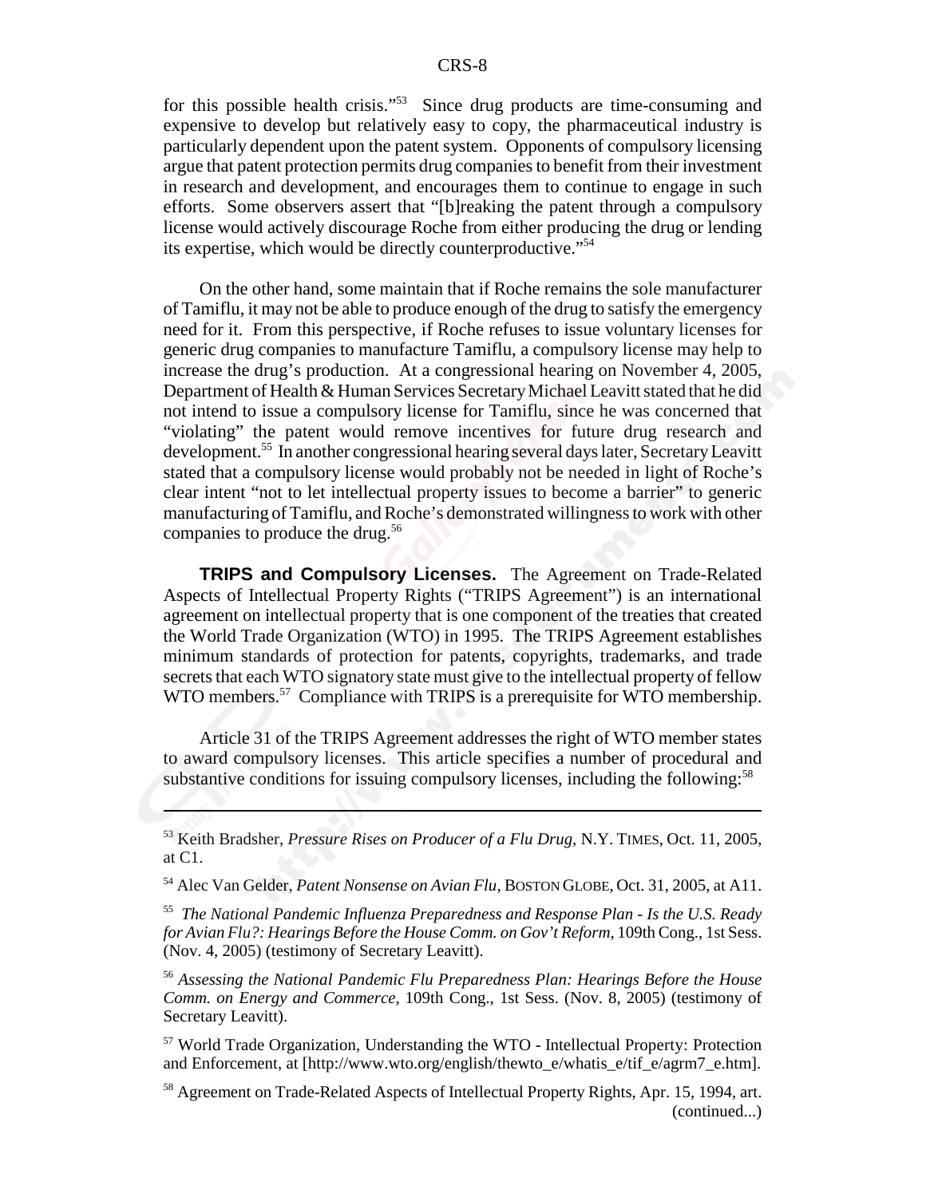for this possible health crisis."[53] Since drug products are time-consuming and expensive to develop but relatively easy to copy, the pharmaceutical industry is particularly dependent upon the patent system. Opponents of compulsory licensing argue that patent protection permits drug companies to benefit from their investment in research and development, and encourages them to continue to engage in such efforts. Some observers assert that "[b]reaking the patent through a compulsory license would actively discourage Roche from either producing the drug or lending its expertise, which would be directly counterproductive."[54]

On the other hand, some maintain that if Roche remains the sole manufacturer of Tamiflu, it may not be able to produce enough of the drug to satisfy the emergency need for it. From this perspective, if Roche refuses to issue voluntary licenses for generic drug companies to manufacture Tamiflu, a compulsory license may help to increase the drug's production. At a congressional hearing on November 4, 2005, Department of Health & Human Services Secretary Michael Leavitt stated that he did not intend to issue a compulsory license for Tamiflu, since he was concerned that "violating" the patent would remove incentives for future drug research and development.[55] In another congressional hearing several days later, Secretary Leavitt stated that a compulsory license would probably not be needed in light of Roche's clear intent "not to let intellectual property issues to become a barrier" to generic manufacturing of Tamiflu, and Roche's demonstrated willingness to work with other companies to produce the drug.[56]

**TRIPS and Compulsory Licenses.** The Agreement on Trade-Related Aspects of Intellectual Property Rights ("TRIPS Agreement") is an international agreement on intellectual property that is one component of the treaties that created the World Trade Organization (WTO) in 1995. The TRIPS Agreement establishes minimum standards of protection for patents, copyrights, trademarks, and trade secrets that each WTO signatory state must give to the intellectual property of fellow WTO members.[57] Compliance with TRIPS is a prerequisite for WTO membership.

Article 31 of the TRIPS Agreement addresses the right of WTO member states to award compulsory licenses. This article specifies a number of procedural and substantive conditions for issuing compulsory licenses, including the following:[58]

---

[53] Keith Bradsher, *Pressure Rises on Producer of a Flu Drug*, N.Y. TIMES, Oct. 11, 2005, at C1.

[54] Alec Van Gelder, *Patent Nonsense on Avian Flu*, BOSTON GLOBE, Oct. 31, 2005, at A11.

[55] *The National Pandemic Influenza Preparedness and Response Plan - Is the U.S. Ready for Avian Flu?: Hearings Before the House Comm. on Gov't Reform*, 109th Cong., 1st Sess. (Nov. 4, 2005) (testimony of Secretary Leavitt).

[56] *Assessing the National Pandemic Flu Preparedness Plan: Hearings Before the House Comm. on Energy and Commerce*, 109th Cong., 1st Sess. (Nov. 8, 2005) (testimony of Secretary Leavitt).

[57] World Trade Organization, Understanding the WTO - Intellectual Property: Protection and Enforcement, at [http://www.wto.org/english/thewto_e/whatis_e/tif_e/agrm7_e.htm].

[58] Agreement on Trade-Related Aspects of Intellectual Property Rights, Apr. 15, 1994, art. (continued...)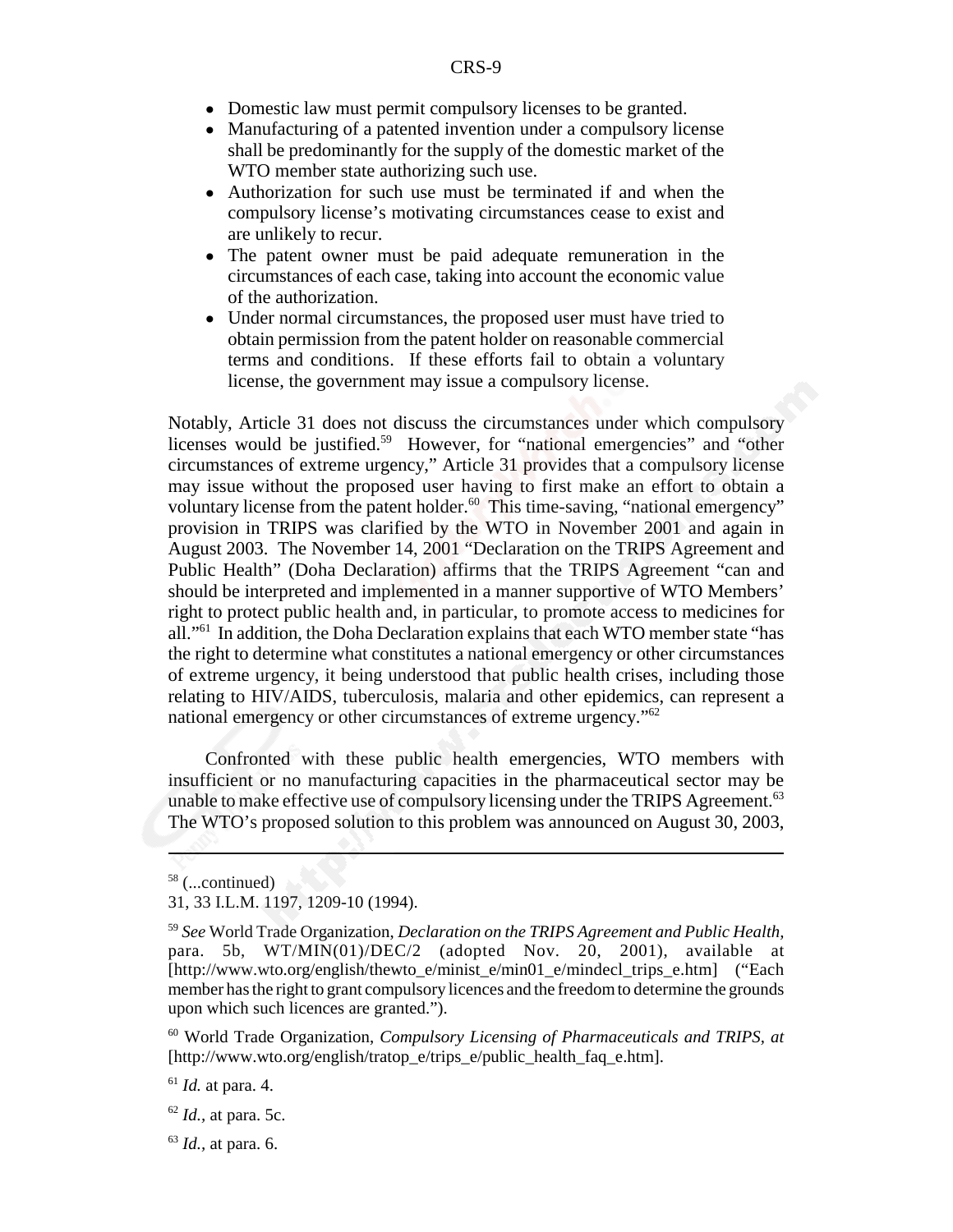- Domestic law must permit compulsory licenses to be granted.
- Manufacturing of a patented invention under a compulsory license shall be predominantly for the supply of the domestic market of the WTO member state authorizing such use.
- Authorization for such use must be terminated if and when the compulsory license's motivating circumstances cease to exist and are unlikely to recur.
- The patent owner must be paid adequate remuneration in the circumstances of each case, taking into account the economic value of the authorization.
- Under normal circumstances, the proposed user must have tried to obtain permission from the patent holder on reasonable commercial terms and conditions. If these efforts fail to obtain a voluntary license, the government may issue a compulsory license.

Notably, Article 31 does not discuss the circumstances under which compulsory licenses would be justified.[59] However, for "national emergencies" and "other circumstances of extreme urgency," Article 31 provides that a compulsory license may issue without the proposed user having to first make an effort to obtain a voluntary license from the patent holder.[60] This time-saving, "national emergency" provision in TRIPS was clarified by the WTO in November 2001 and again in August 2003. The November 14, 2001 "Declaration on the TRIPS Agreement and Public Health" (Doha Declaration) affirms that the TRIPS Agreement "can and should be interpreted and implemented in a manner supportive of WTO Members' right to protect public health and, in particular, to promote access to medicines for all."[61] In addition, the Doha Declaration explains that each WTO member state "has the right to determine what constitutes a national emergency or other circumstances of extreme urgency, it being understood that public health crises, including those relating to HIV/AIDS, tuberculosis, malaria and other epidemics, can represent a national emergency or other circumstances of extreme urgency."[62]

Confronted with these public health emergencies, WTO members with insufficient or no manufacturing capacities in the pharmaceutical sector may be unable to make effective use of compulsory licensing under the TRIPS Agreement.[63] The WTO's proposed solution to this problem was announced on August 30, 2003,

---

[58] (...continued)
31, 33 I.L.M. 1197, 1209-10 (1994).

[59] *See* World Trade Organization, *Declaration on the TRIPS Agreement and Public Health,* para. 5b, WT/MIN(01)/DEC/2 (adopted Nov. 20, 2001), available at [http://www.wto.org/english/thewto_e/minist_e/min01_e/mindecl_trips_e.htm] ("Each member has the right to grant compulsory licences and the freedom to determine the grounds upon which such licences are granted.").

[60] World Trade Organization, *Compulsory Licensing of Pharmaceuticals and TRIPS, at* [http://www.wto.org/english/tratop_e/trips_e/public_health_faq_e.htm].

[61] *Id.* at para. 4.

[62] *Id.*, at para. 5c.

[63] *Id.*, at para. 6.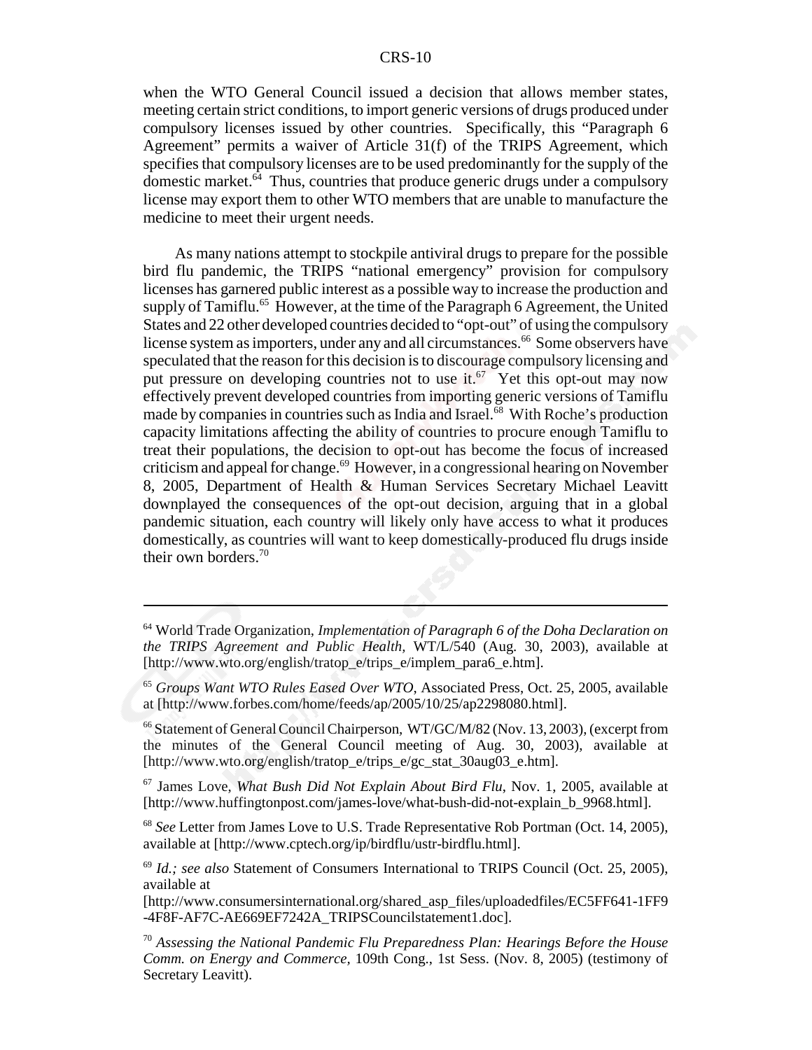when the WTO General Council issued a decision that allows member states, meeting certain strict conditions, to import generic versions of drugs produced under compulsory licenses issued by other countries. Specifically, this "Paragraph 6 Agreement" permits a waiver of Article 31(f) of the TRIPS Agreement, which specifies that compulsory licenses are to be used predominantly for the supply of the domestic market.[64] Thus, countries that produce generic drugs under a compulsory license may export them to other WTO members that are unable to manufacture the medicine to meet their urgent needs.

As many nations attempt to stockpile antiviral drugs to prepare for the possible bird flu pandemic, the TRIPS "national emergency" provision for compulsory licenses has garnered public interest as a possible way to increase the production and supply of Tamiflu.[65] However, at the time of the Paragraph 6 Agreement, the United States and 22 other developed countries decided to "opt-out" of using the compulsory license system as importers, under any and all circumstances.[66] Some observers have speculated that the reason for this decision is to discourage compulsory licensing and put pressure on developing countries not to use it.[67] Yet this opt-out may now effectively prevent developed countries from importing generic versions of Tamiflu made by companies in countries such as India and Israel.[68] With Roche's production capacity limitations affecting the ability of countries to procure enough Tamiflu to treat their populations, the decision to opt-out has become the focus of increased criticism and appeal for change.[69] However, in a congressional hearing on November 8, 2005, Department of Health & Human Services Secretary Michael Leavitt downplayed the consequences of the opt-out decision, arguing that in a global pandemic situation, each country will likely only have access to what it produces domestically, as countries will want to keep domestically-produced flu drugs inside their own borders.[70]

---

[64] World Trade Organization, *Implementation of Paragraph 6 of the Doha Declaration on the TRIPS Agreement and Public Health,* WT/L/540 (Aug. 30, 2003), available at [http://www.wto.org/english/tratop_e/trips_e/implem_para6_e.htm].

[65] *Groups Want WTO Rules Eased Over WTO,* Associated Press, Oct. 25, 2005, available at [http://www.forbes.com/home/feeds/ap/2005/10/25/ap2298080.html].

[66] Statement of General Council Chairperson, WT/GC/M/82 (Nov. 13, 2003), (excerpt from the minutes of the General Council meeting of Aug. 30, 2003), available at [http://www.wto.org/english/tratop_e/trips_e/gc_stat_30aug03_e.htm].

[67] James Love, *What Bush Did Not Explain About Bird Flu*, Nov. 1, 2005, available at [http://www.huffingtonpost.com/james-love/what-bush-did-not-explain_b_9968.html].

[68] *See* Letter from James Love to U.S. Trade Representative Rob Portman (Oct. 14, 2005), available at [http://www.cptech.org/ip/birdflu/ustr-birdflu.html].

[69] *Id.; see also* Statement of Consumers International to TRIPS Council (Oct. 25, 2005), available at [http://www.consumersinternational.org/shared_asp_files/uploadedfiles/EC5FF641-1FF9-4F8F-AF7C-AE669EF7242A_TRIPSCouncilstatement1.doc].

[70] *Assessing the National Pandemic Flu Preparedness Plan: Hearings Before the House Comm. on Energy and Commerce,* 109th Cong., 1st Sess. (Nov. 8, 2005) (testimony of Secretary Leavitt).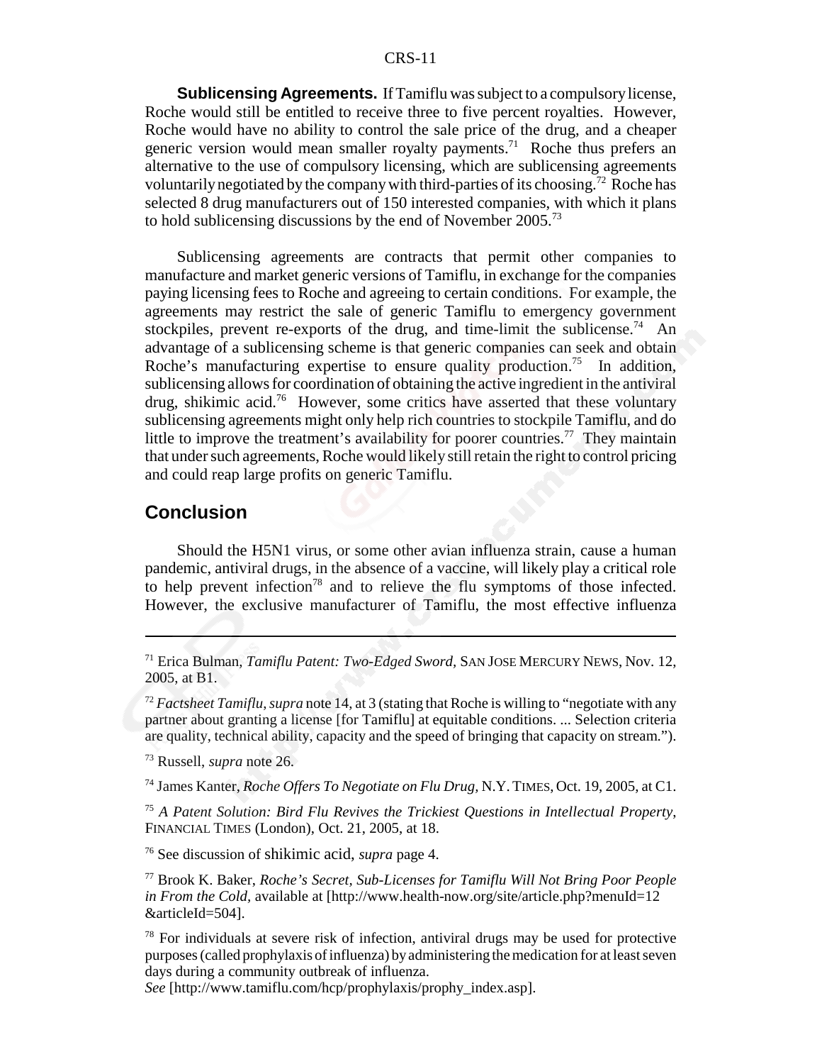**Sublicensing Agreements.** If Tamiflu was subject to a compulsory license, Roche would still be entitled to receive three to five percent royalties. However, Roche would have no ability to control the sale price of the drug, and a cheaper generic version would mean smaller royalty payments.[71] Roche thus prefers an alternative to the use of compulsory licensing, which are sublicensing agreements voluntarily negotiated by the company with third-parties of its choosing.[72] Roche has selected 8 drug manufacturers out of 150 interested companies, with which it plans to hold sublicensing discussions by the end of November 2005.[73]

Sublicensing agreements are contracts that permit other companies to manufacture and market generic versions of Tamiflu, in exchange for the companies paying licensing fees to Roche and agreeing to certain conditions. For example, the agreements may restrict the sale of generic Tamiflu to emergency government stockpiles, prevent re-exports of the drug, and time-limit the sublicense.[74] An advantage of a sublicensing scheme is that generic companies can seek and obtain Roche's manufacturing expertise to ensure quality production.[75] In addition, sublicensing allows for coordination of obtaining the active ingredient in the antiviral drug, shikimic acid.[76] However, some critics have asserted that these voluntary sublicensing agreements might only help rich countries to stockpile Tamiflu, and do little to improve the treatment's availability for poorer countries.[77] They maintain that under such agreements, Roche would likely still retain the right to control pricing and could reap large profits on generic Tamiflu.

## Conclusion

Should the H5N1 virus, or some other avian influenza strain, cause a human pandemic, antiviral drugs, in the absence of a vaccine, will likely play a critical role to help prevent infection[78] and to relieve the flu symptoms of those infected. However, the exclusive manufacturer of Tamiflu, the most effective influenza

---

[71] Erica Bulman, *Tamiflu Patent: Two-Edged Sword*, SAN JOSE MERCURY NEWS, Nov. 12, 2005, at B1.

[72] *Factsheet Tamiflu*, *supra* note 14, at 3 (stating that Roche is willing to "negotiate with any partner about granting a license [for Tamiflu] at equitable conditions. ... Selection criteria are quality, technical ability, capacity and the speed of bringing that capacity on stream.").

[73] Russell, *supra* note 26.

[74] James Kanter, *Roche Offers To Negotiate on Flu Drug*, N.Y. TIMES, Oct. 19, 2005, at C1.

[75] *A Patent Solution: Bird Flu Revives the Trickiest Questions in Intellectual Property*, FINANCIAL TIMES (London), Oct. 21, 2005, at 18.

[76] See discussion of shikimic acid, *supra* page 4.

[77] Brook K. Baker, *Roche's Secret, Sub-Licenses for Tamiflu Will Not Bring Poor People in From the Cold*, available at [http://www.health-now.org/site/article.php?menuId=12&articleId=504].

[78] For individuals at severe risk of infection, antiviral drugs may be used for protective purposes (called prophylaxis of influenza) by administering the medication for at least seven days during a community outbreak of influenza. *See* [http://www.tamiflu.com/hcp/prophylaxis/prophy_index.asp].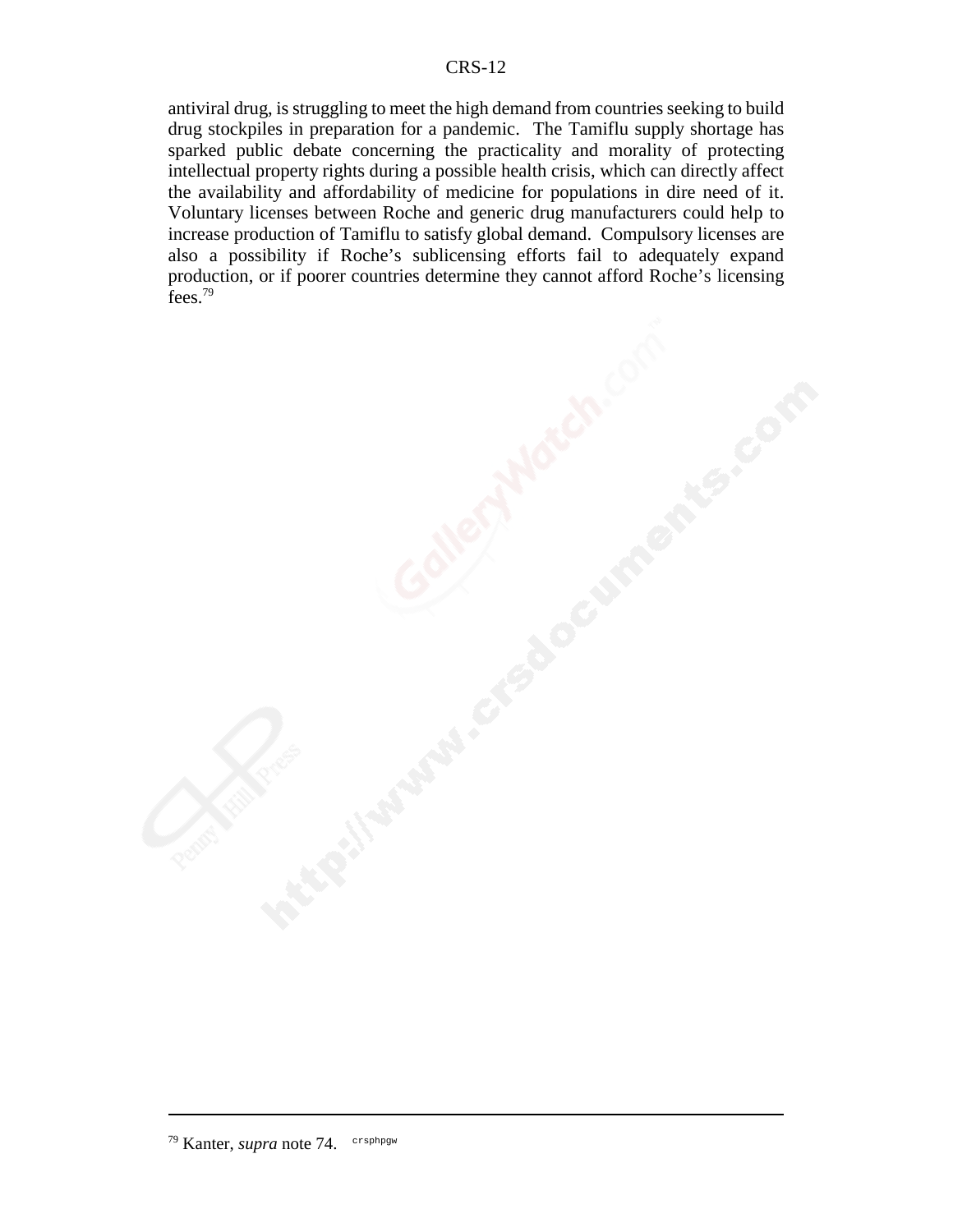antiviral drug, is struggling to meet the high demand from countries seeking to build drug stockpiles in preparation for a pandemic. The Tamiflu supply shortage has sparked public debate concerning the practicality and morality of protecting intellectual property rights during a possible health crisis, which can directly affect the availability and affordability of medicine for populations in dire need of it. Voluntary licenses between Roche and generic drug manufacturers could help to increase production of Tamiflu to satisfy global demand. Compulsory licenses are also a possibility if Roche's sublicensing efforts fail to adequately expand production, or if poorer countries determine they cannot afford Roche's licensing fees.[79]

---

[79] Kanter, *supra* note 74.